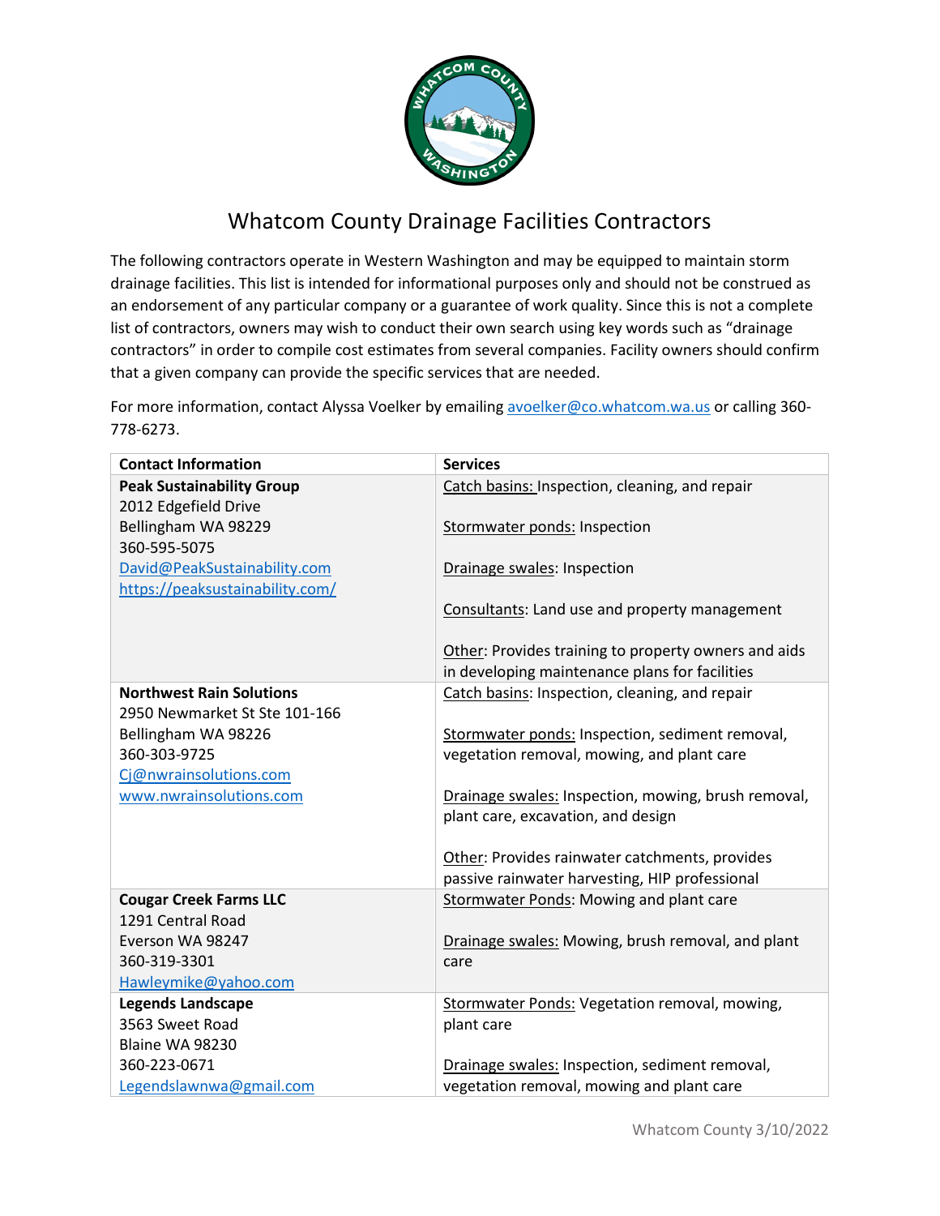# Whatcom County Drainage Facilities Contractors

The following contractors operate in Western Washington and may be equipped to maintain storm drainage facilities. This list is intended for informational purposes only and should not be construed as an endorsement of any particular company or a guarantee of work quality. Since this is not a complete list of contractors, owners may wish to conduct their own search using key words such as "drainage contractors" in order to compile cost estimates from several companies. Facility owners should confirm that a given company can provide the specific services that are needed.

For more information, contact Alyssa Voelker by emailing avoelker@co.whatcom.wa.us or calling 360-778-6273.

| Contact Information | Services |
|---|---|
| **Peak Sustainability Group**<br>2012 Edgefield Drive<br>Bellingham WA 98229<br>360-595-5075<br>David@PeakSustainability.com<br>https://peaksustainability.com/ | Catch basins: Inspection, cleaning, and repair<br><br>Stormwater ponds: Inspection<br><br>Drainage swales: Inspection<br><br>Consultants: Land use and property management<br><br>Other: Provides training to property owners and aids in developing maintenance plans for facilities |
| **Northwest Rain Solutions**<br>2950 Newmarket St Ste 101-166<br>Bellingham WA 98226<br>360-303-9725<br>Cj@nwrainsolutions.com<br>www.nwrainsolutions.com | Catch basins: Inspection, cleaning, and repair<br><br>Stormwater ponds: Inspection, sediment removal, vegetation removal, mowing, and plant care<br><br>Drainage swales: Inspection, mowing, brush removal, plant care, excavation, and design<br><br>Other: Provides rainwater catchments, provides passive rainwater harvesting, HIP professional |
| **Cougar Creek Farms LLC**<br>1291 Central Road<br>Everson WA 98247<br>360-319-3301<br>Hawleymike@yahoo.com | Stormwater Ponds: Mowing and plant care<br><br>Drainage swales: Mowing, brush removal, and plant care |
| **Legends Landscape**<br>3563 Sweet Road<br>Blaine WA 98230<br>360-223-0671<br>Legendslawnwa@gmail.com | Stormwater Ponds: Vegetation removal, mowing, plant care<br><br>Drainage swales: Inspection, sediment removal, vegetation removal, mowing and plant care |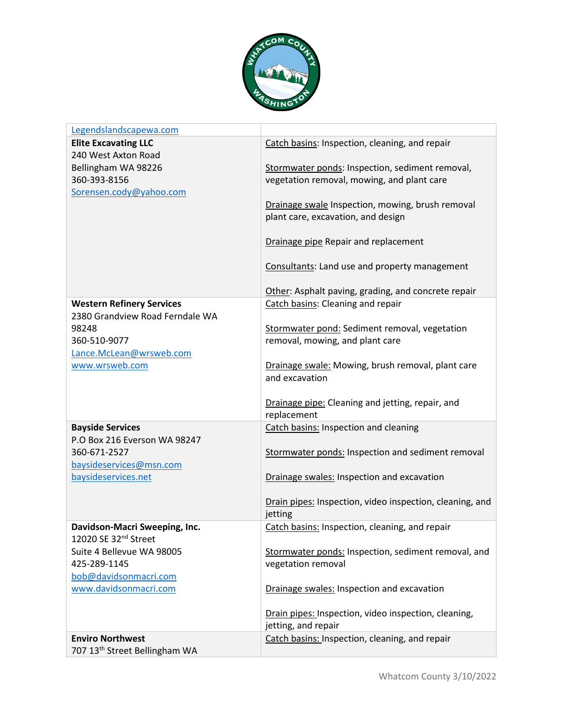| | |
|---|---|
| Legendslandscapewa.com | |
| **Elite Excavating LLC**<br>240 West Axton Road<br>Bellingham WA 98226<br>360-393-8156<br>Sorensen.cody@yahoo.com | Catch basins: Inspection, cleaning, and repair<br><br>Stormwater ponds: Inspection, sediment removal, vegetation removal, mowing, and plant care<br><br>Drainage swale Inspection, mowing, brush removal plant care, excavation, and design<br><br>Drainage pipe Repair and replacement<br><br>Consultants: Land use and property management<br><br>Other: Asphalt paving, grading, and concrete repair |
| **Western Refinery Services**<br>2380 Grandview Road Ferndale WA 98248<br>360-510-9077<br>Lance.McLean@wrsweb.com<br>www.wrsweb.com | Catch basins: Cleaning and repair<br><br>Stormwater pond: Sediment removal, vegetation removal, mowing, and plant care<br><br>Drainage swale: Mowing, brush removal, plant care and excavation<br><br>Drainage pipe: Cleaning and jetting, repair, and replacement |
| **Bayside Services**<br>P.O Box 216 Everson WA 98247<br>360-671-2527<br>baysideservices@msn.com<br>baysideservices.net | Catch basins: Inspection and cleaning<br><br>Stormwater ponds: Inspection and sediment removal<br><br>Drainage swales: Inspection and excavation<br><br>Drain pipes: Inspection, video inspection, cleaning, and jetting |
| **Davidson-Macri Sweeping, Inc.**<br>12020 SE 32nd Street<br>Suite 4 Bellevue WA 98005<br>425-289-1145<br>bob@davidsonmacri.com<br>www.davidsonmacri.com | Catch basins: Inspection, cleaning, and repair<br><br>Stormwater ponds: Inspection, sediment removal, and vegetation removal<br><br>Drainage swales: Inspection and excavation<br><br>Drain pipes: Inspection, video inspection, cleaning, jetting, and repair |
| **Enviro Northwest**<br>707 13th Street Bellingham WA | Catch basins: Inspection, cleaning, and repair |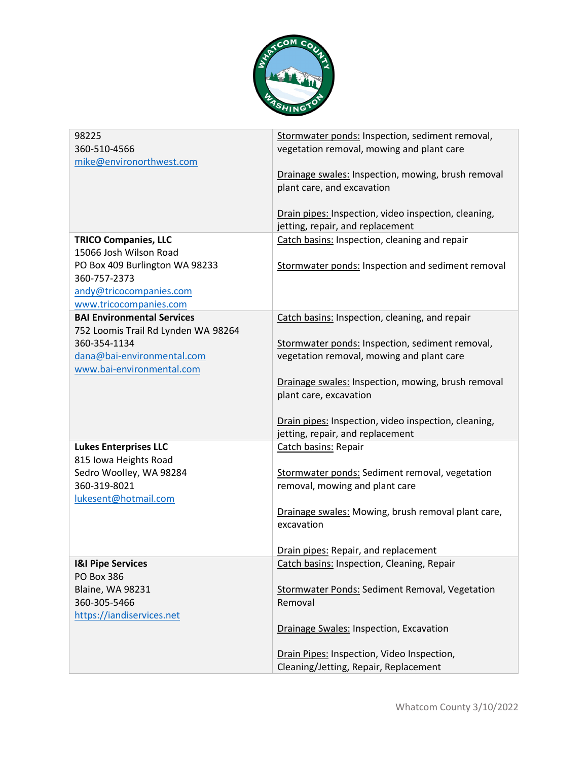| | |
|---|---|
| 98225<br>360-510-4566<br>mike@environorthwest.com | Stormwater ponds: Inspection, sediment removal, vegetation removal, mowing and plant care<br><br>Drainage swales: Inspection, mowing, brush removal plant care, and excavation<br><br>Drain pipes: Inspection, video inspection, cleaning, jetting, repair, and replacement |
| **TRICO Companies, LLC**<br>15066 Josh Wilson Road<br>PO Box 409 Burlington WA 98233<br>360-757-2373<br>andy@tricocompanies.com<br>www.tricocompanies.com | Catch basins: Inspection, cleaning and repair<br><br>Stormwater ponds: Inspection and sediment removal |
| **BAI Environmental Services**<br>752 Loomis Trail Rd Lynden WA 98264<br>360-354-1134<br>dana@bai-environmental.com<br>www.bai-environmental.com | Catch basins: Inspection, cleaning, and repair<br><br>Stormwater ponds: Inspection, sediment removal, vegetation removal, mowing and plant care<br><br>Drainage swales: Inspection, mowing, brush removal plant care, excavation<br><br>Drain pipes: Inspection, video inspection, cleaning, jetting, repair, and replacement |
| **Lukes Enterprises LLC**<br>815 Iowa Heights Road<br>Sedro Woolley, WA 98284<br>360-319-8021<br>lukesent@hotmail.com | Catch basins: Repair<br><br>Stormwater ponds: Sediment removal, vegetation removal, mowing and plant care<br><br>Drainage swales: Mowing, brush removal plant care, excavation<br><br>Drain pipes: Repair, and replacement |
| **I&I Pipe Services**<br>PO Box 386<br>Blaine, WA 98231<br>360-305-5466<br>https://iandiservices.net | Catch basins: Inspection, Cleaning, Repair<br><br>Stormwater Ponds: Sediment Removal, Vegetation Removal<br><br>Drainage Swales: Inspection, Excavation<br><br>Drain Pipes: Inspection, Video Inspection, Cleaning/Jetting, Repair, Replacement |